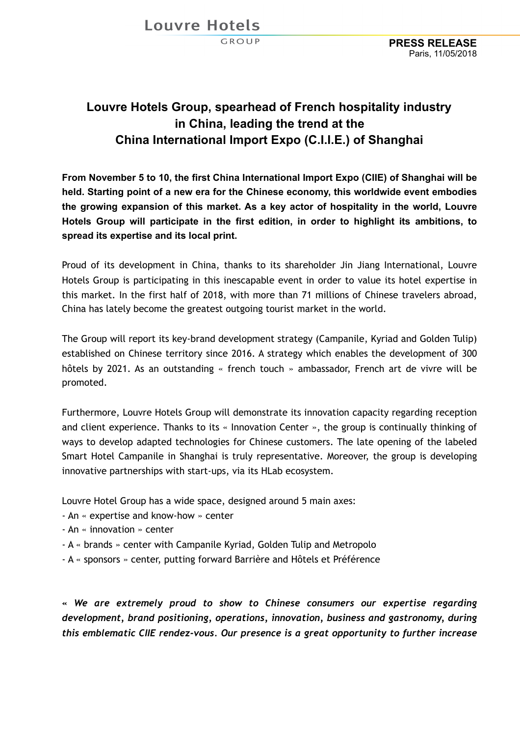Louvre Hotels
GROUP

**PRESS RELEASE**
Paris, 11/05/2018

# Louvre Hotels Group, spearhead of French hospitality industry in China, leading the trend at the China International Import Expo (C.I.I.E.) of Shanghai

**From November 5 to 10, the first China International Import Expo (CIIE) of Shanghai will be held. Starting point of a new era for the Chinese economy, this worldwide event embodies the growing expansion of this market. As a key actor of hospitality in the world, Louvre Hotels Group will participate in the first edition, in order to highlight its ambitions, to spread its expertise and its local print.**

Proud of its development in China, thanks to its shareholder Jin Jiang International, Louvre Hotels Group is participating in this inescapable event in order to value its hotel expertise in this market. In the first half of 2018, with more than 71 millions of Chinese travelers abroad, China has lately become the greatest outgoing tourist market in the world.

The Group will report its key-brand development strategy (Campanile, Kyriad and Golden Tulip) established on Chinese territory since 2016. A strategy which enables the development of 300 hôtels by 2021. As an outstanding « french touch » ambassador, French art de vivre will be promoted.

Furthermore, Louvre Hotels Group will demonstrate its innovation capacity regarding reception and client experience. Thanks to its « Innovation Center », the group is continually thinking of ways to develop adapted technologies for Chinese customers. The late opening of the labeled Smart Hotel Campanile in Shanghai is truly representative. Moreover, the group is developing innovative partnerships with start-ups, via its HLab ecosystem.

Louvre Hotel Group has a wide space, designed around 5 main axes:
- An « expertise and know-how » center
- An « innovation » center
- A « brands » center with Campanile Kyriad, Golden Tulip and Metropolo
- A « sponsors » center, putting forward Barrière and Hôtels et Préférence

*« We are extremely proud to show to Chinese consumers our expertise regarding development, brand positioning, operations, innovation, business and gastronomy, during this emblematic CIIE rendez-vous. Our presence is a great opportunity to further increase*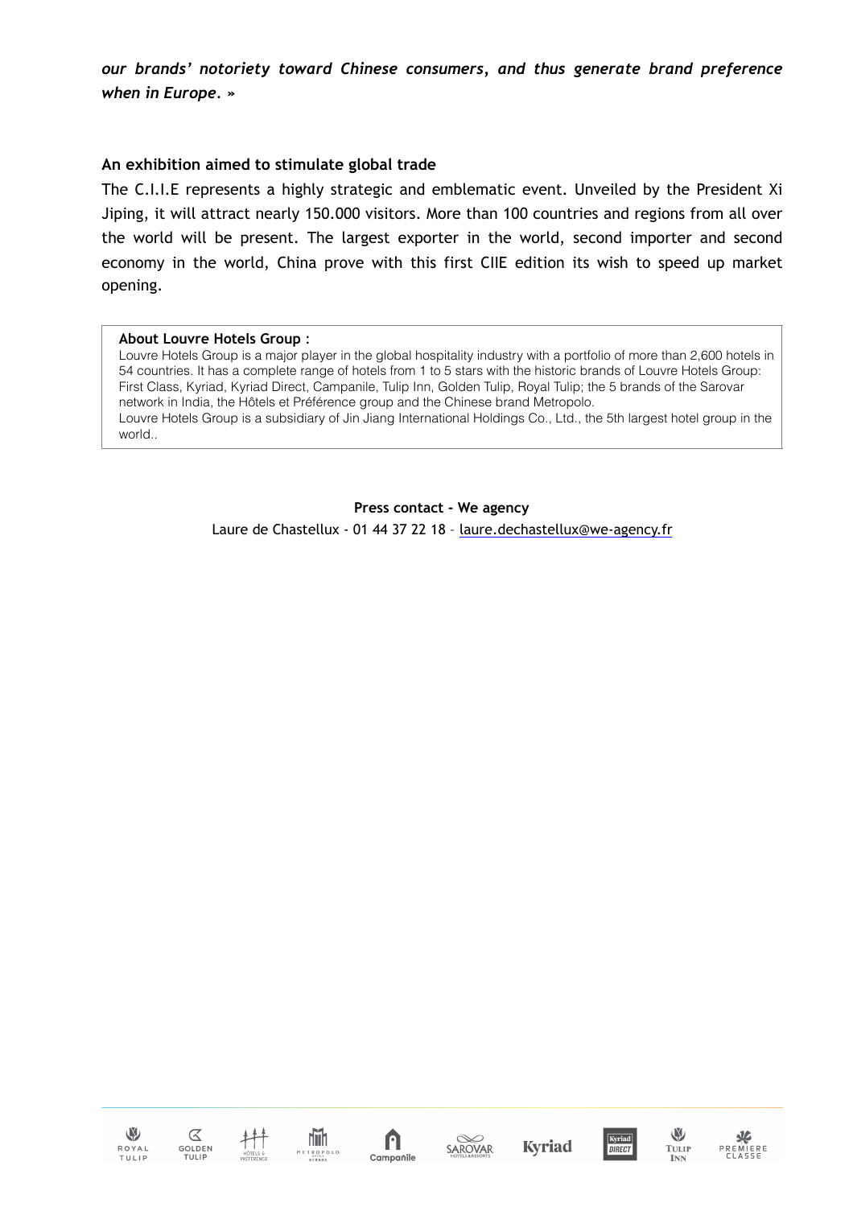***our brands' notoriety toward Chinese consumers, and thus generate brand preference when in Europe. »***

**An exhibition aimed to stimulate global trade**

The C.I.I.E represents a highly strategic and emblematic event. Unveiled by the President Xi Jiping, it will attract nearly 150.000 visitors. More than 100 countries and regions from all over the world will be present. The largest exporter in the world, second importer and second economy in the world, China prove with this first CIIE edition its wish to speed up market opening.

**About Louvre Hotels Group :**

Louvre Hotels Group is a major player in the global hospitality industry with a portfolio of more than 2,600 hotels in 54 countries. It has a complete range of hotels from 1 to 5 stars with the historic brands of Louvre Hotels Group: First Class, Kyriad, Kyriad Direct, Campanile, Tulip Inn, Golden Tulip, Royal Tulip; the 5 brands of the Sarovar network in India, the Hôtels et Préférence group and the Chinese brand Metropolo.

Louvre Hotels Group is a subsidiary of Jin Jiang International Holdings Co., Ltd., the 5th largest hotel group in the world..

**Press contact - We agency**

Laure de Chastellux - 01 44 37 22 18 – laure.dechastellux@we-agency.fr